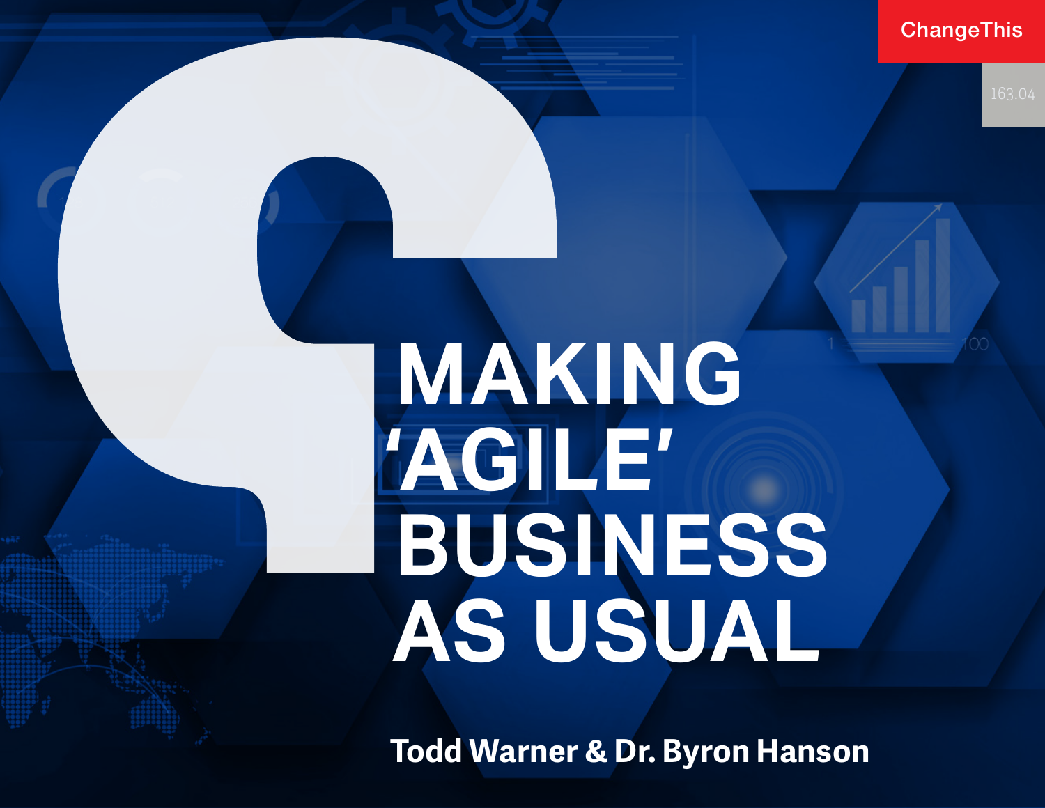# MAKING 'AGILE' BUSINESS AS USUAL

**Todd Warner & Dr. Byron Hanson**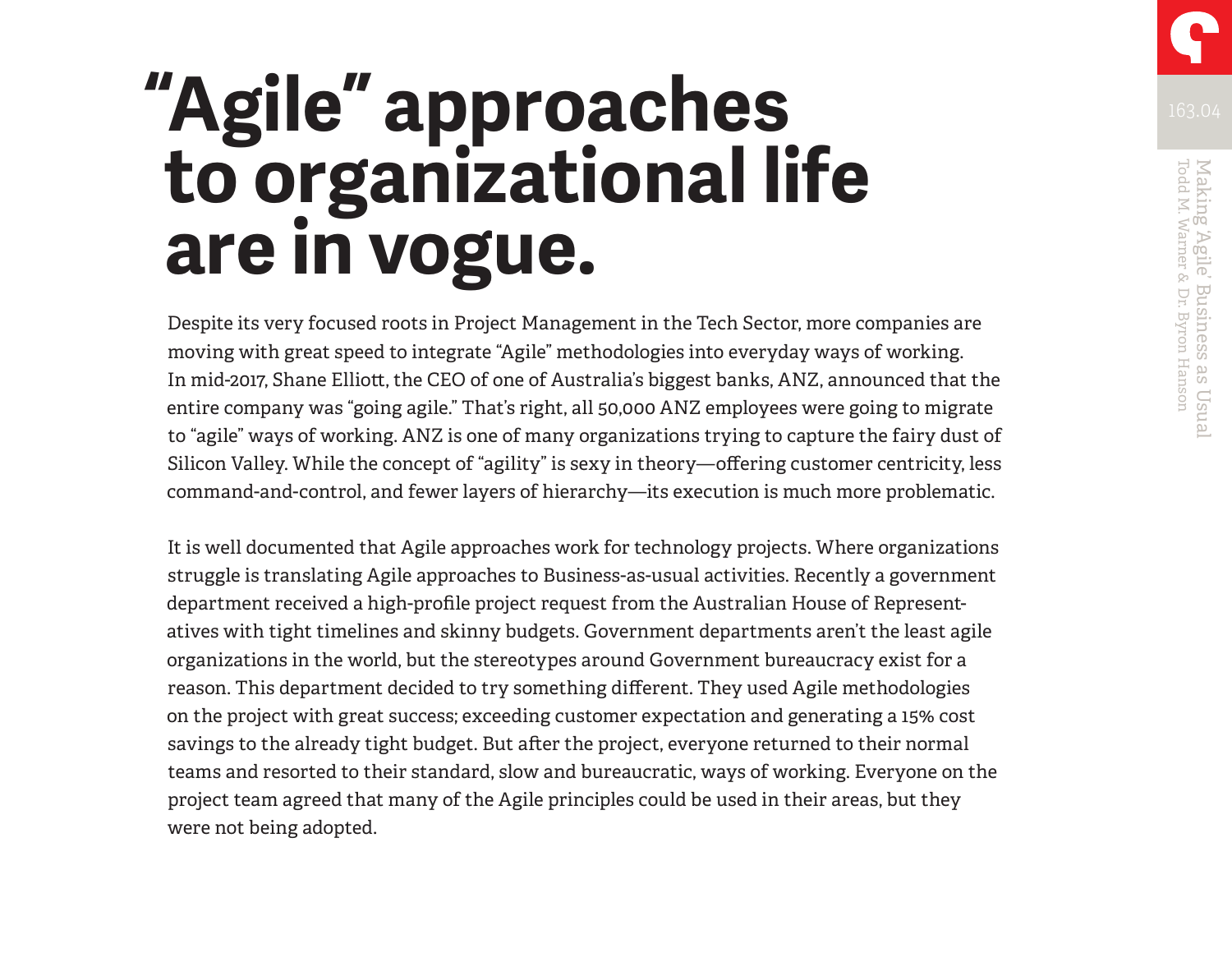# "Agile" approaches to organizational life are in vogue.

Despite its very focused roots in Project Management in the Tech Sector, more companies are moving with great speed to integrate "Agile" methodologies into everyday ways of working. In mid-2017, Shane Elliott, the CEO of one of Australia's biggest banks, ANZ, announced that the entire company was "going agile." That's right, all 50,000 ANZ employees were going to migrate to "agile" ways of working. ANZ is one of many organizations trying to capture the fairy dust of Silicon Valley. While the concept of "agility" is sexy in theory—offering customer centricity, less command-and-control, and fewer layers of hierarchy—its execution is much more problematic.

It is well documented that Agile approaches work for technology projects. Where organizations struggle is translating Agile approaches to Business-as-usual activities. Recently a government department received a high-profile project request from the Australian House of Representatives with tight timelines and skinny budgets. Government departments aren't the least agile organizations in the world, but the stereotypes around Government bureaucracy exist for a reason. This department decided to try something different. They used Agile methodologies on the project with great success; exceeding customer expectation and generating a 15% cost savings to the already tight budget. But after the project, everyone returned to their normal teams and resorted to their standard, slow and bureaucratic, ways of working. Everyone on the project team agreed that many of the Agile principles could be used in their areas, but they were not being adopted.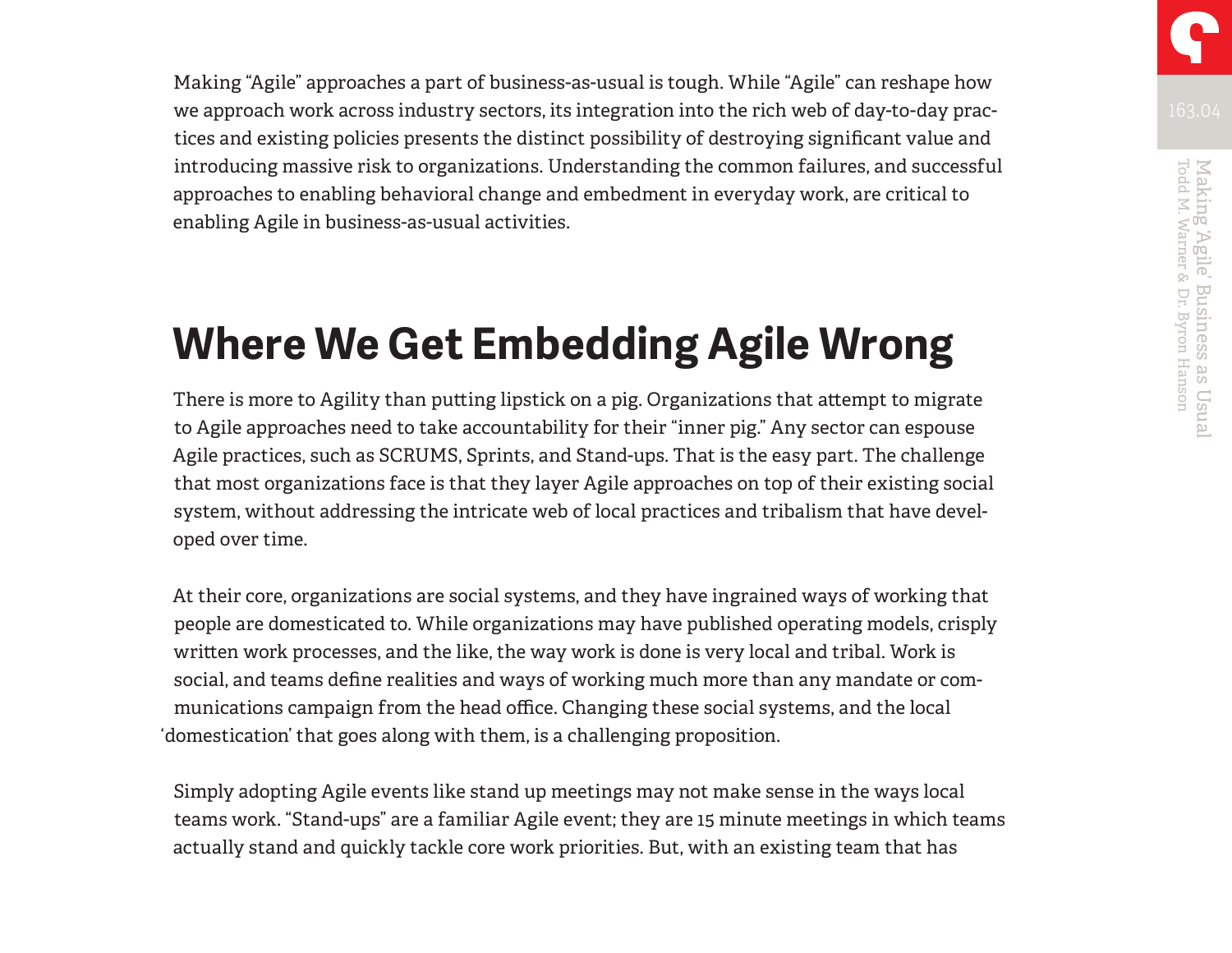Making "Agile" approaches a part of business-as-usual is tough. While "Agile" can reshape how we approach work across industry sectors, its integration into the rich web of day-to-day practices and existing policies presents the distinct possibility of destroying significant value and introducing massive risk to organizations. Understanding the common failures, and successful approaches to enabling behavioral change and embedment in everyday work, are critical to enabling Agile in business-as-usual activities.

## Where We Get Embedding Agile Wrong

There is more to Agility than putting lipstick on a pig. Organizations that attempt to migrate to Agile approaches need to take accountability for their "inner pig." Any sector can espouse Agile practices, such as SCRUMS, Sprints, and Stand-ups. That is the easy part. The challenge that most organizations face is that they layer Agile approaches on top of their existing social system, without addressing the intricate web of local practices and tribalism that have developed over time.

At their core, organizations are social systems, and they have ingrained ways of working that people are domesticated to. While organizations may have published operating models, crisply written work processes, and the like, the way work is done is very local and tribal. Work is social, and teams define realities and ways of working much more than any mandate or communications campaign from the head office. Changing these social systems, and the local 'domestication' that goes along with them, is a challenging proposition.

Simply adopting Agile events like stand up meetings may not make sense in the ways local teams work. "Stand-ups" are a familiar Agile event; they are 15 minute meetings in which teams actually stand and quickly tackle core work priorities. But, with an existing team that has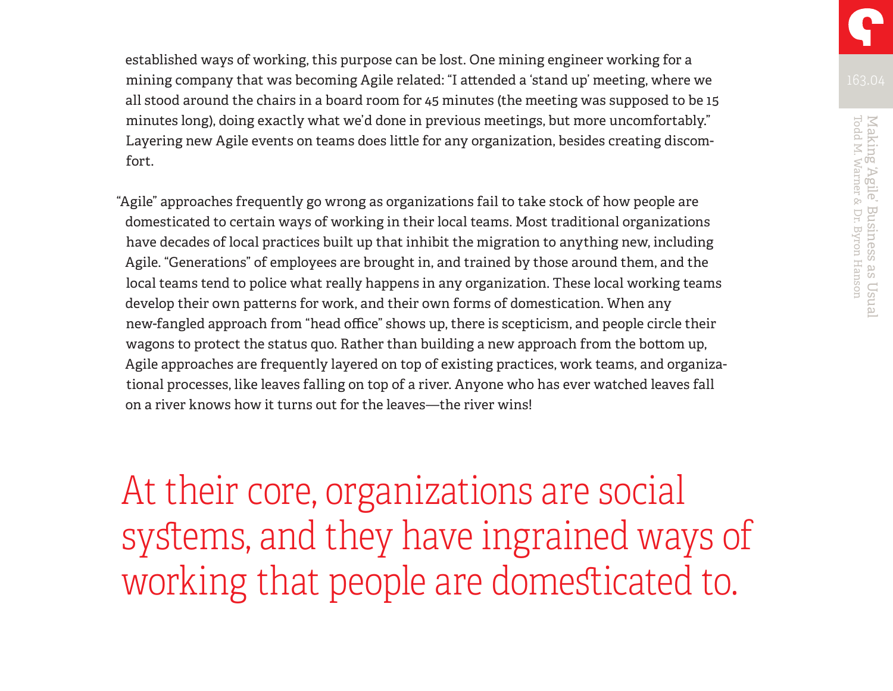established ways of working, this purpose can be lost. One mining engineer working for a mining company that was becoming Agile related: "I attended a 'stand up' meeting, where we all stood around the chairs in a board room for 45 minutes (the meeting was supposed to be 15 minutes long), doing exactly what we'd done in previous meetings, but more uncomfortably." Layering new Agile events on teams does little for any organization, besides creating discomfort.

"Agile" approaches frequently go wrong as organizations fail to take stock of how people are domesticated to certain ways of working in their local teams. Most traditional organizations have decades of local practices built up that inhibit the migration to anything new, including Agile. "Generations" of employees are brought in, and trained by those around them, and the local teams tend to police what really happens in any organization. These local working teams develop their own patterns for work, and their own forms of domestication. When any new-fangled approach from "head office" shows up, there is scepticism, and people circle their wagons to protect the status quo. Rather than building a new approach from the bottom up, Agile approaches are frequently layered on top of existing practices, work teams, and organizational processes, like leaves falling on top of a river. Anyone who has ever watched leaves fall on a river knows how it turns out for the leaves—the river wins!

> At their core, organizations are social systems, and they have ingrained ways of working that people are domesticated to.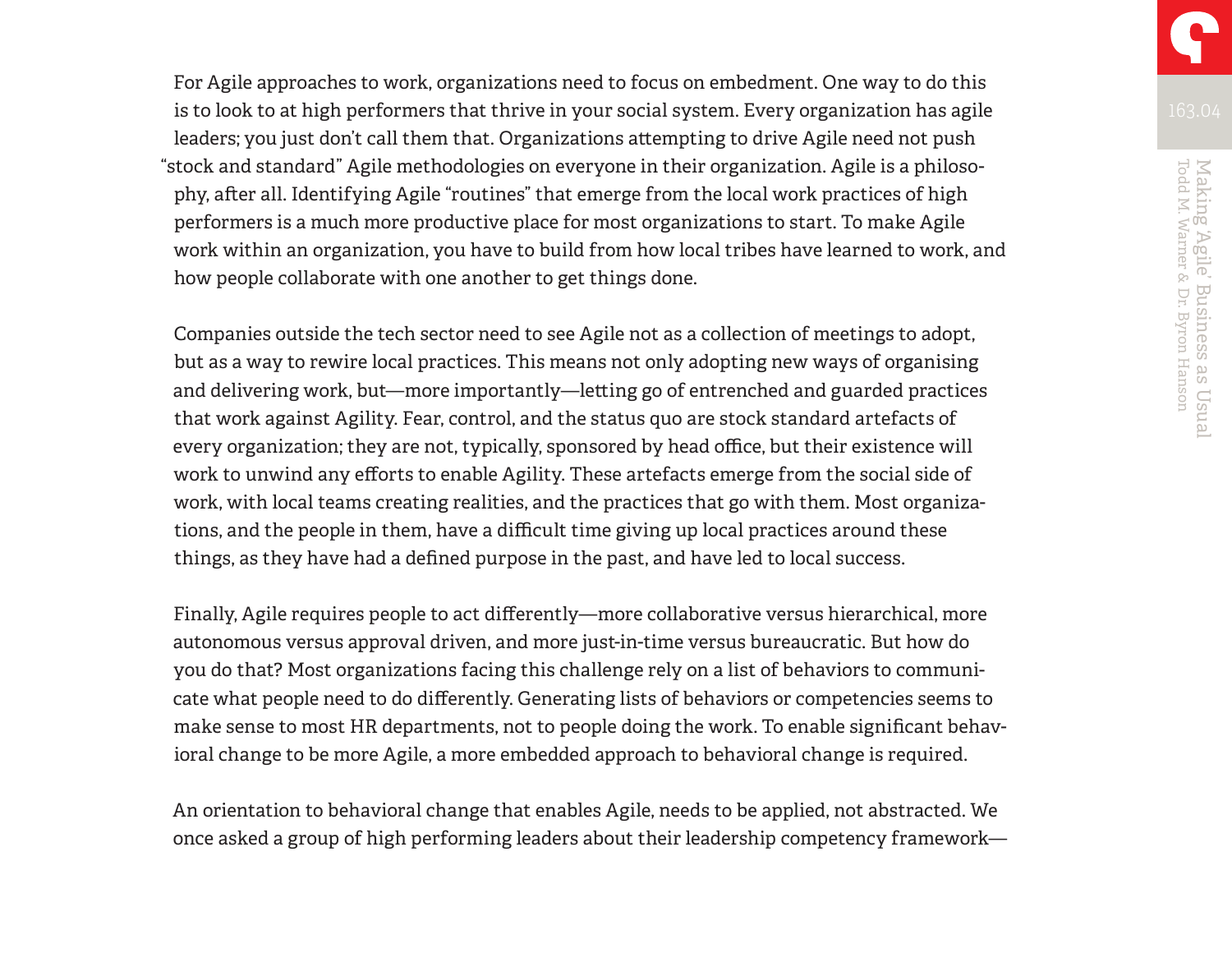For Agile approaches to work, organizations need to focus on embedment. One way to do this is to look to at high performers that thrive in your social system. Every organization has agile leaders; you just don't call them that. Organizations attempting to drive Agile need not push "stock and standard" Agile methodologies on everyone in their organization. Agile is a philosophy, after all. Identifying Agile "routines" that emerge from the local work practices of high performers is a much more productive place for most organizations to start. To make Agile work within an organization, you have to build from how local tribes have learned to work, and how people collaborate with one another to get things done.

Companies outside the tech sector need to see Agile not as a collection of meetings to adopt, but as a way to rewire local practices. This means not only adopting new ways of organising and delivering work, but—more importantly—letting go of entrenched and guarded practices that work against Agility. Fear, control, and the status quo are stock standard artefacts of every organization; they are not, typically, sponsored by head office, but their existence will work to unwind any efforts to enable Agility. These artefacts emerge from the social side of work, with local teams creating realities, and the practices that go with them. Most organizations, and the people in them, have a difficult time giving up local practices around these things, as they have had a defined purpose in the past, and have led to local success.

Finally, Agile requires people to act differently—more collaborative versus hierarchical, more autonomous versus approval driven, and more just-in-time versus bureaucratic. But how do you do that? Most organizations facing this challenge rely on a list of behaviors to communicate what people need to do differently. Generating lists of behaviors or competencies seems to make sense to most HR departments, not to people doing the work. To enable significant behavioral change to be more Agile, a more embedded approach to behavioral change is required.

An orientation to behavioral change that enables Agile, needs to be applied, not abstracted. We once asked a group of high performing leaders about their leadership competency framework—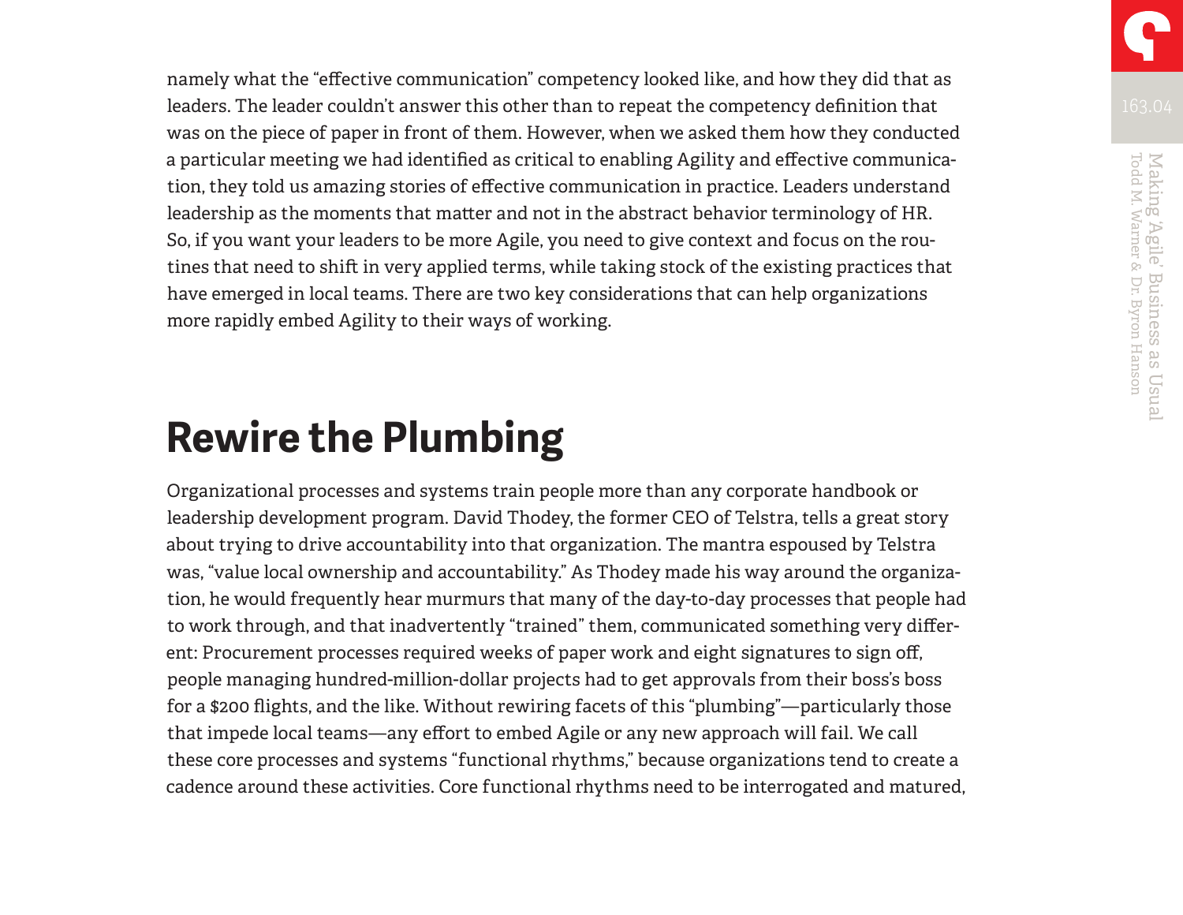namely what the "effective communication" competency looked like, and how they did that as leaders. The leader couldn't answer this other than to repeat the competency definition that was on the piece of paper in front of them. However, when we asked them how they conducted a particular meeting we had identified as critical to enabling Agility and effective communication, they told us amazing stories of effective communication in practice. Leaders understand leadership as the moments that matter and not in the abstract behavior terminology of HR. So, if you want your leaders to be more Agile, you need to give context and focus on the routines that need to shift in very applied terms, while taking stock of the existing practices that have emerged in local teams. There are two key considerations that can help organizations more rapidly embed Agility to their ways of working.

## Rewire the Plumbing

Organizational processes and systems train people more than any corporate handbook or leadership development program. David Thodey, the former CEO of Telstra, tells a great story about trying to drive accountability into that organization. The mantra espoused by Telstra was, "value local ownership and accountability." As Thodey made his way around the organization, he would frequently hear murmurs that many of the day-to-day processes that people had to work through, and that inadvertently "trained" them, communicated something very different: Procurement processes required weeks of paper work and eight signatures to sign off, people managing hundred-million-dollar projects had to get approvals from their boss's boss for a $200 flights, and the like. Without rewiring facets of this "plumbing"—particularly those that impede local teams—any effort to embed Agile or any new approach will fail. We call these core processes and systems "functional rhythms," because organizations tend to create a cadence around these activities. Core functional rhythms need to be interrogated and matured,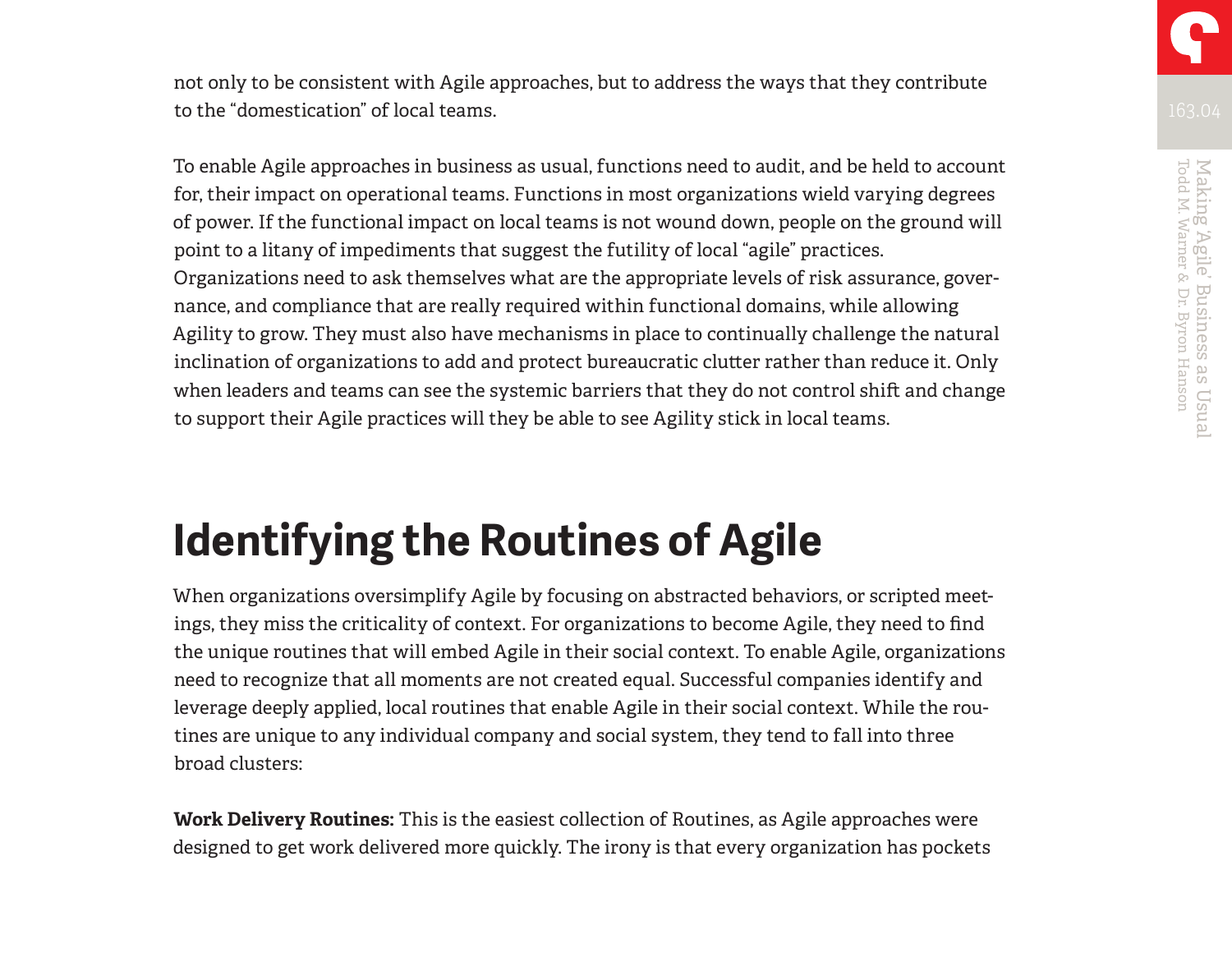not only to be consistent with Agile approaches, but to address the ways that they contribute to the "domestication" of local teams.

To enable Agile approaches in business as usual, functions need to audit, and be held to account for, their impact on operational teams. Functions in most organizations wield varying degrees of power. If the functional impact on local teams is not wound down, people on the ground will point to a litany of impediments that suggest the futility of local "agile" practices. Organizations need to ask themselves what are the appropriate levels of risk assurance, governance, and compliance that are really required within functional domains, while allowing Agility to grow. They must also have mechanisms in place to continually challenge the natural inclination of organizations to add and protect bureaucratic clutter rather than reduce it. Only when leaders and teams can see the systemic barriers that they do not control shift and change to support their Agile practices will they be able to see Agility stick in local teams.

# Identifying the Routines of Agile

When organizations oversimplify Agile by focusing on abstracted behaviors, or scripted meetings, they miss the criticality of context. For organizations to become Agile, they need to find the unique routines that will embed Agile in their social context. To enable Agile, organizations need to recognize that all moments are not created equal. Successful companies identify and leverage deeply applied, local routines that enable Agile in their social context. While the routines are unique to any individual company and social system, they tend to fall into three broad clusters:

**Work Delivery Routines:** This is the easiest collection of Routines, as Agile approaches were designed to get work delivered more quickly. The irony is that every organization has pockets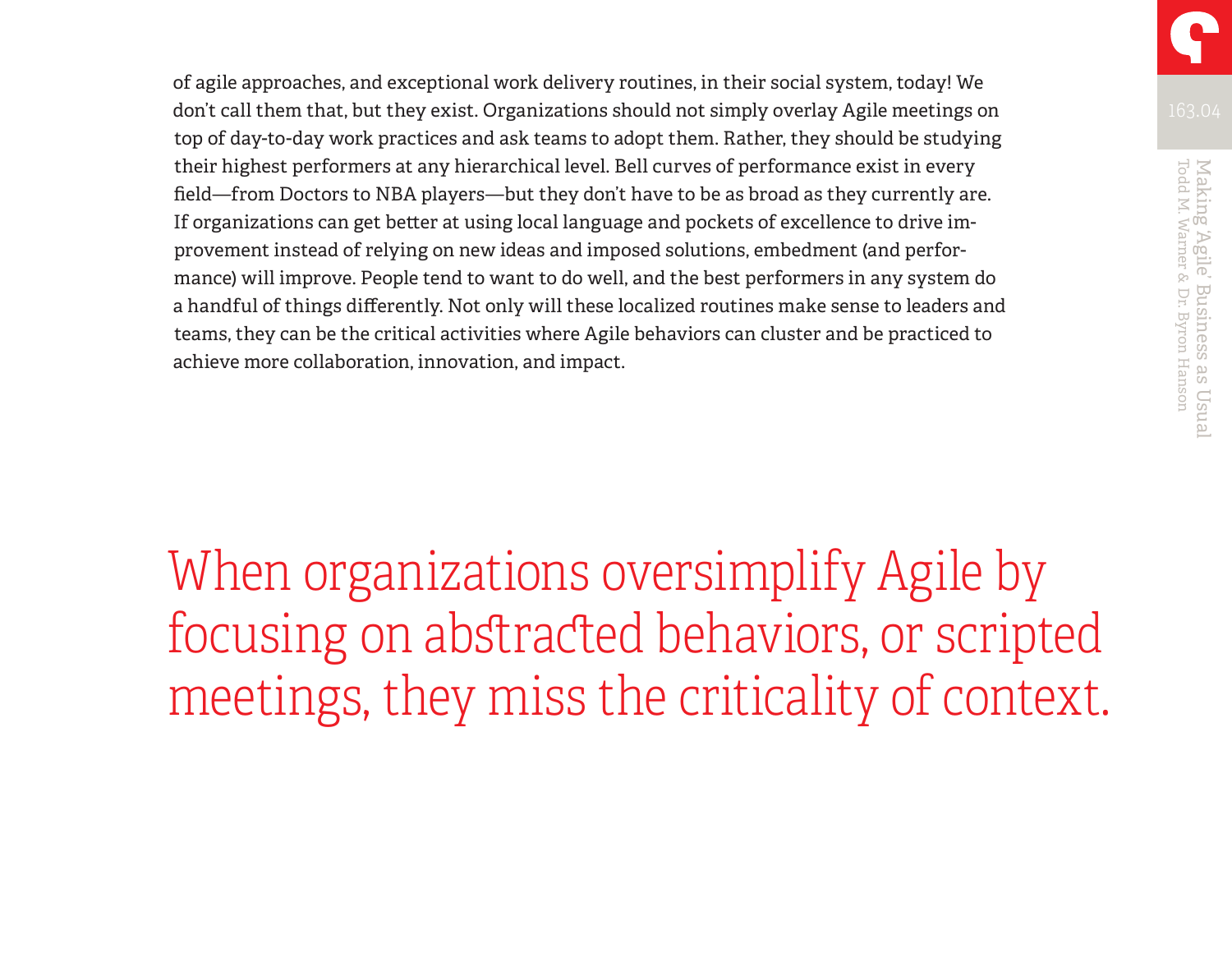of agile approaches, and exceptional work delivery routines, in their social system, today! We don't call them that, but they exist. Organizations should not simply overlay Agile meetings on top of day-to-day work practices and ask teams to adopt them. Rather, they should be studying their highest performers at any hierarchical level. Bell curves of performance exist in every field—from Doctors to NBA players—but they don't have to be as broad as they currently are. If organizations can get better at using local language and pockets of excellence to drive improvement instead of relying on new ideas and imposed solutions, embedment (and performance) will improve. People tend to want to do well, and the best performers in any system do a handful of things differently. Not only will these localized routines make sense to leaders and teams, they can be the critical activities where Agile behaviors can cluster and be practiced to achieve more collaboration, innovation, and impact.

> When organizations oversimplify Agile by focusing on abstracted behaviors, or scripted meetings, they miss the criticality of context.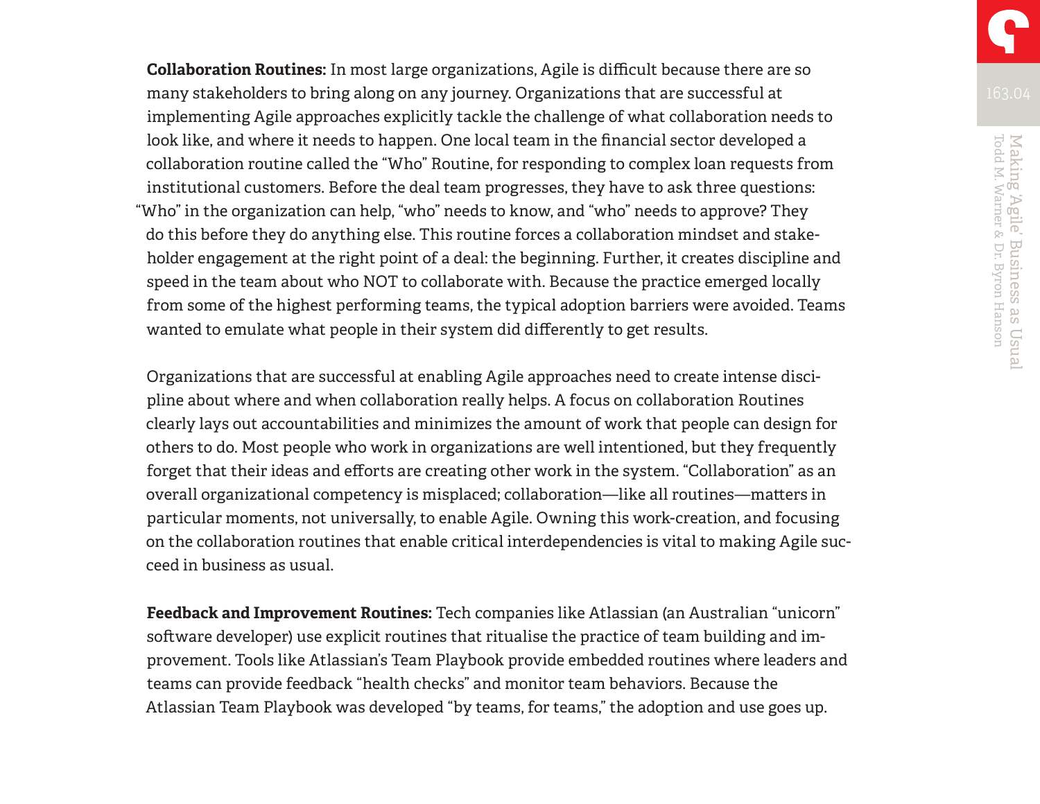**Collaboration Routines:** In most large organizations, Agile is difficult because there are so many stakeholders to bring along on any journey. Organizations that are successful at implementing Agile approaches explicitly tackle the challenge of what collaboration needs to look like, and where it needs to happen. One local team in the financial sector developed a collaboration routine called the "Who" Routine, for responding to complex loan requests from institutional customers. Before the deal team progresses, they have to ask three questions: "Who" in the organization can help, "who" needs to know, and "who" needs to approve? They do this before they do anything else. This routine forces a collaboration mindset and stakeholder engagement at the right point of a deal: the beginning. Further, it creates discipline and speed in the team about who NOT to collaborate with. Because the practice emerged locally from some of the highest performing teams, the typical adoption barriers were avoided. Teams wanted to emulate what people in their system did differently to get results.

Organizations that are successful at enabling Agile approaches need to create intense discipline about where and when collaboration really helps. A focus on collaboration Routines clearly lays out accountabilities and minimizes the amount of work that people can design for others to do. Most people who work in organizations are well intentioned, but they frequently forget that their ideas and efforts are creating other work in the system. "Collaboration" as an overall organizational competency is misplaced; collaboration—like all routines—matters in particular moments, not universally, to enable Agile. Owning this work-creation, and focusing on the collaboration routines that enable critical interdependencies is vital to making Agile succeed in business as usual.

**Feedback and Improvement Routines:** Tech companies like Atlassian (an Australian "unicorn" software developer) use explicit routines that ritualise the practice of team building and improvement. Tools like Atlassian's Team Playbook provide embedded routines where leaders and teams can provide feedback "health checks" and monitor team behaviors. Because the Atlassian Team Playbook was developed "by teams, for teams," the adoption and use goes up.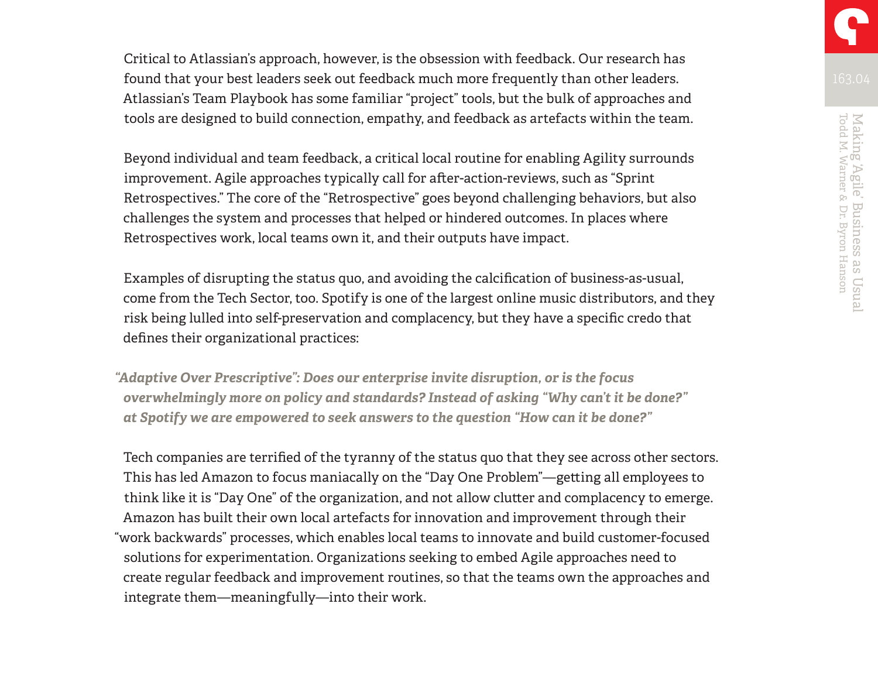Critical to Atlassian's approach, however, is the obsession with feedback. Our research has found that your best leaders seek out feedback much more frequently than other leaders. Atlassian's Team Playbook has some familiar "project" tools, but the bulk of approaches and tools are designed to build connection, empathy, and feedback as artefacts within the team.

Beyond individual and team feedback, a critical local routine for enabling Agility surrounds improvement. Agile approaches typically call for after-action-reviews, such as "Sprint Retrospectives." The core of the "Retrospective" goes beyond challenging behaviors, but also challenges the system and processes that helped or hindered outcomes. In places where Retrospectives work, local teams own it, and their outputs have impact.

Examples of disrupting the status quo, and avoiding the calcification of business-as-usual, come from the Tech Sector, too. Spotify is one of the largest online music distributors, and they risk being lulled into self-preservation and complacency, but they have a specific credo that defines their organizational practices:

> ***"Adaptive Over Prescriptive": Does our enterprise invite disruption, or is the focus overwhelmingly more on policy and standards? Instead of asking "Why can't it be done?" at Spotify we are empowered to seek answers to the question "How can it be done?"***

Tech companies are terrified of the tyranny of the status quo that they see across other sectors. This has led Amazon to focus maniacally on the "Day One Problem"—getting all employees to think like it is "Day One" of the organization, and not allow clutter and complacency to emerge. Amazon has built their own local artefacts for innovation and improvement through their "work backwards" processes, which enables local teams to innovate and build customer-focused solutions for experimentation. Organizations seeking to embed Agile approaches need to create regular feedback and improvement routines, so that the teams own the approaches and integrate them—meaningfully—into their work.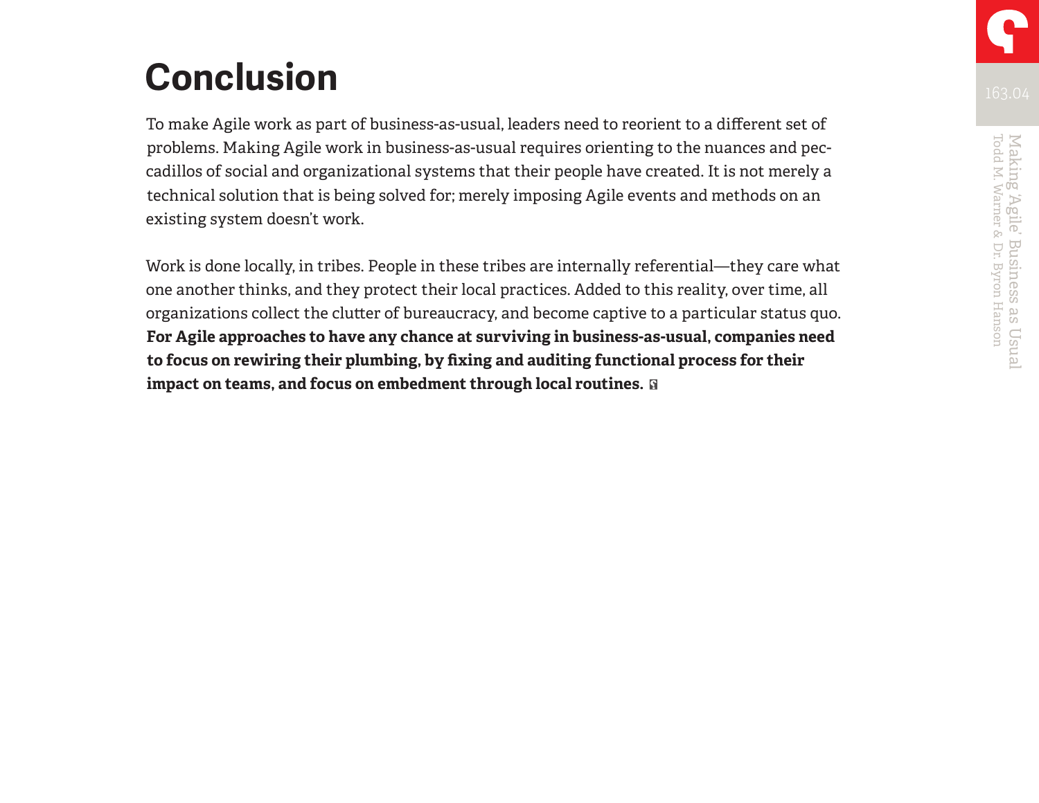# Conclusion

To make Agile work as part of business-as-usual, leaders need to reorient to a different set of problems. Making Agile work in business-as-usual requires orienting to the nuances and peccadillos of social and organizational systems that their people have created. It is not merely a technical solution that is being solved for; merely imposing Agile events and methods on an existing system doesn't work.

Work is done locally, in tribes. People in these tribes are internally referential—they care what one another thinks, and they protect their local practices. Added to this reality, over time, all organizations collect the clutter of bureaucracy, and become captive to a particular status quo. **For Agile approaches to have any chance at surviving in business-as-usual, companies need to focus on rewiring their plumbing, by fixing and auditing functional process for their impact on teams, and focus on embedment through local routines.**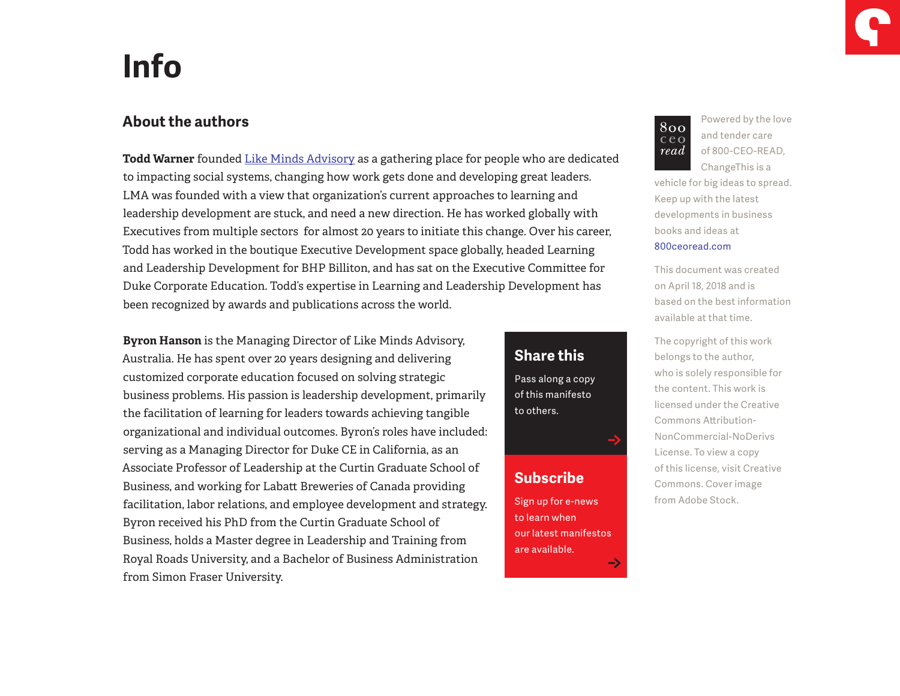# Info

## About the authors

**Todd Warner** founded Like Minds Advisory as a gathering place for people who are dedicated to impacting social systems, changing how work gets done and developing great leaders. LMA was founded with a view that organization's current approaches to learning and leadership development are stuck, and need a new direction. He has worked globally with Executives from multiple sectors for almost 20 years to initiate this change. Over his career, Todd has worked in the boutique Executive Development space globally, headed Learning and Leadership Development for BHP Billiton, and has sat on the Executive Committee for Duke Corporate Education. Todd's expertise in Learning and Leadership Development has been recognized by awards and publications across the world.

**Byron Hanson** is the Managing Director of Like Minds Advisory, Australia. He has spent over 20 years designing and delivering customized corporate education focused on solving strategic business problems. His passion is leadership development, primarily the facilitation of learning for leaders towards achieving tangible organizational and individual outcomes. Byron's roles have included: serving as a Managing Director for Duke CE in California, as an Associate Professor of Leadership at the Curtin Graduate School of Business, and working for Labatt Breweries of Canada providing facilitation, labor relations, and employee development and strategy. Byron received his PhD from the Curtin Graduate School of Business, holds a Master degree in Leadership and Training from Royal Roads University, and a Bachelor of Business Administration from Simon Fraser University.

### Share this

Pass along a copy of this manifesto to others.

### Subscribe

Sign up for e-news to learn when our latest manifestos are available.

800 ceo read

Powered by the love and tender care of 800-CEO-READ, ChangeThis is a vehicle for big ideas to spread. Keep up with the latest developments in business books and ideas at 800ceoread.com

This document was created on April 18, 2018 and is based on the best information available at that time.

The copyright of this work belongs to the author, who is solely responsible for the content. This work is licensed under the Creative Commons Attribution-NonCommercial-NoDerivs License. To view a copy of this license, visit Creative Commons. Cover image from Adobe Stock.